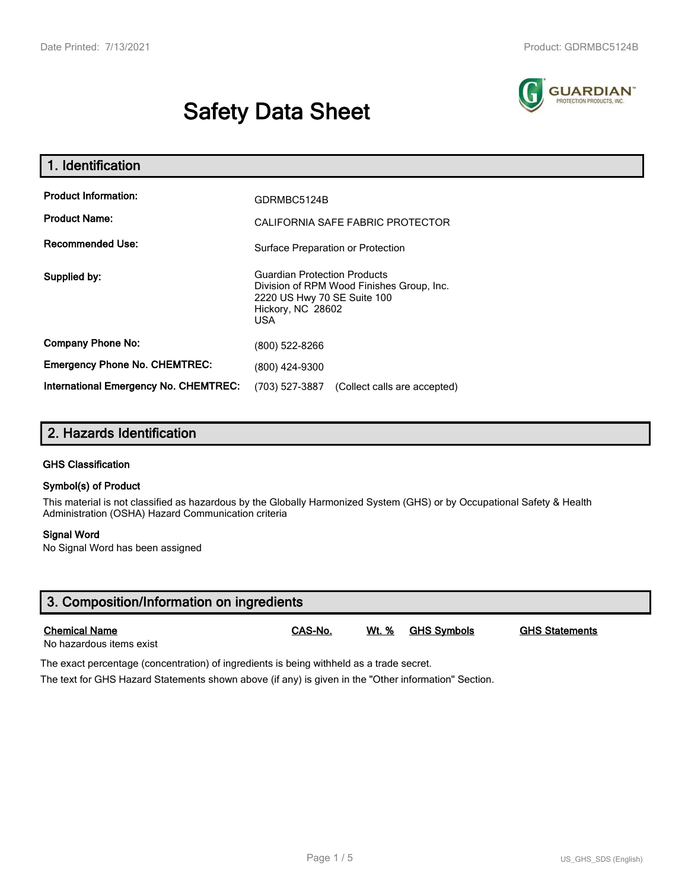# Safety Data Sheet

## 1. Identification

**Product Information:** GDRMBC5124B

**Product Name:** CALIFORNIA SAFE FABRIC PROTECTOR

**Recommended Use:** Surface Preparation or Protection

**Supplied by:** Guardian Protection Products
Division of RPM Wood Finishes Group, Inc.
2220 US Hwy 70 SE Suite 100
Hickory, NC 28602
USA

**Company Phone No:** (800) 522-8266

**Emergency Phone No. CHEMTREC:** (800) 424-9300

**International Emergency No. CHEMTREC:** (703) 527-3887 (Collect calls are accepted)

## 2. Hazards Identification

### GHS Classification

### Symbol(s) of Product

This material is not classified as hazardous by the Globally Harmonized System (GHS) or by Occupational Safety & Health Administration (OSHA) Hazard Communication criteria

### Signal Word

No Signal Word has been assigned

## 3. Composition/Information on ingredients

| Chemical Name | CAS-No. | Wt. % | GHS Symbols | GHS Statements |
|---|---|---|---|---|
| No hazardous items exist | | | | |

The exact percentage (concentration) of ingredients is being withheld as a trade secret.

The text for GHS Hazard Statements shown above (if any) is given in the "Other information" Section.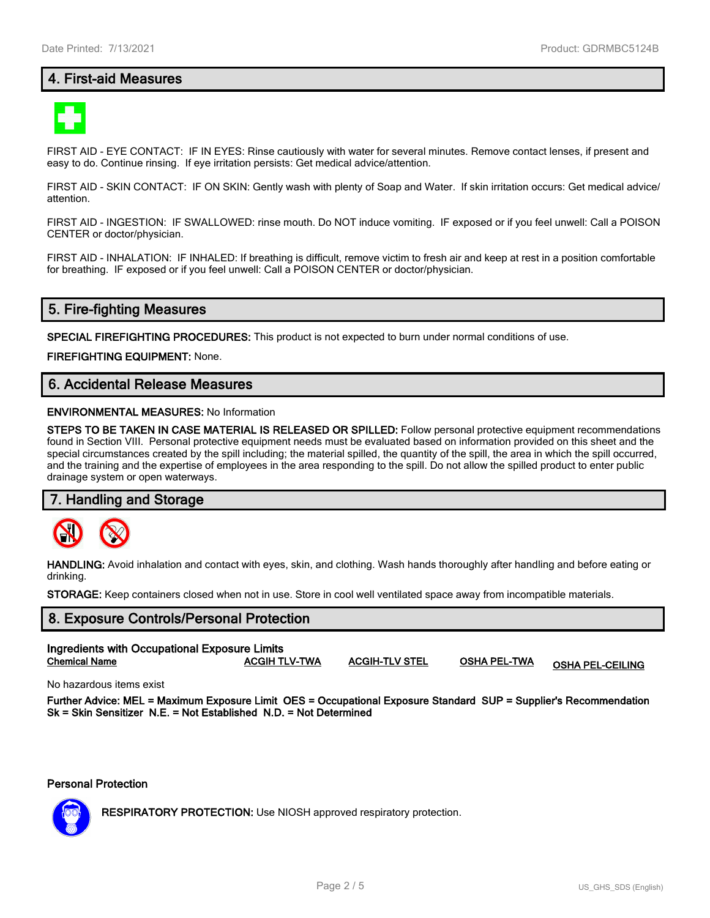## 4. First-aid Measures

FIRST AID - EYE CONTACT: IF IN EYES: Rinse cautiously with water for several minutes. Remove contact lenses, if present and easy to do. Continue rinsing. If eye irritation persists: Get medical advice/attention.

FIRST AID - SKIN CONTACT: IF ON SKIN: Gently wash with plenty of Soap and Water. If skin irritation occurs: Get medical advice/ attention.

FIRST AID - INGESTION: IF SWALLOWED: rinse mouth. Do NOT induce vomiting. IF exposed or if you feel unwell: Call a POISON CENTER or doctor/physician.

FIRST AID - INHALATION: IF INHALED: If breathing is difficult, remove victim to fresh air and keep at rest in a position comfortable for breathing. IF exposed or if you feel unwell: Call a POISON CENTER or doctor/physician.

## 5. Fire-fighting Measures

**SPECIAL FIREFIGHTING PROCEDURES:** This product is not expected to burn under normal conditions of use.

**FIREFIGHTING EQUIPMENT:** None.

## 6. Accidental Release Measures

**ENVIRONMENTAL MEASURES:** No Information

**STEPS TO BE TAKEN IN CASE MATERIAL IS RELEASED OR SPILLED:** Follow personal protective equipment recommendations found in Section VIII. Personal protective equipment needs must be evaluated based on information provided on this sheet and the special circumstances created by the spill including; the material spilled, the quantity of the spill, the area in which the spill occurred, and the training and the expertise of employees in the area responding to the spill. Do not allow the spilled product to enter public drainage system or open waterways.

## 7. Handling and Storage

**HANDLING:** Avoid inhalation and contact with eyes, skin, and clothing. Wash hands thoroughly after handling and before eating or drinking.

**STORAGE:** Keep containers closed when not in use. Store in cool well ventilated space away from incompatible materials.

## 8. Exposure Controls/Personal Protection

**Ingredients with Occupational Exposure Limits**

| Chemical Name | ACGIH TLV-TWA | ACGIH-TLV STEL | OSHA PEL-TWA | OSHA PEL-CEILING |
|---|---|---|---|---|

No hazardous items exist

**Further Advice: MEL = Maximum Exposure Limit OES = Occupational Exposure Standard SUP = Supplier's Recommendation Sk = Skin Sensitizer N.E. = Not Established N.D. = Not Determined**

**Personal Protection**

**RESPIRATORY PROTECTION:** Use NIOSH approved respiratory protection.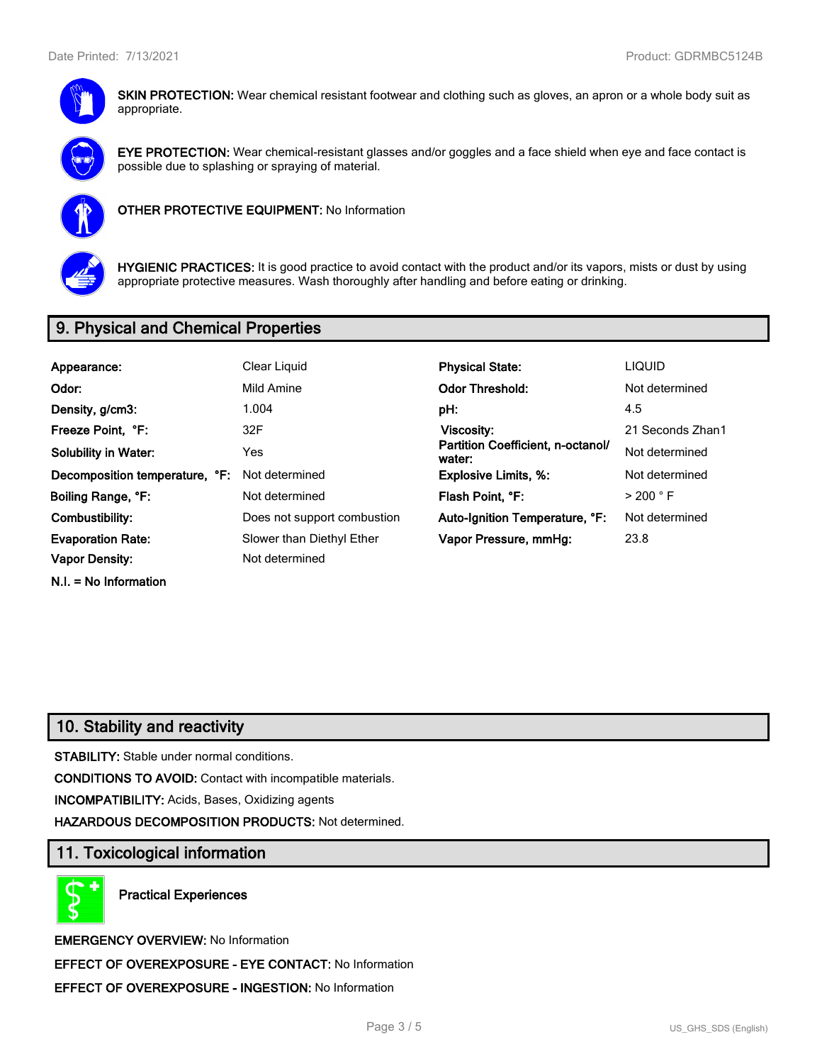**SKIN PROTECTION:** Wear chemical resistant footwear and clothing such as gloves, an apron or a whole body suit as appropriate.

**EYE PROTECTION:** Wear chemical-resistant glasses and/or goggles and a face shield when eye and face contact is possible due to splashing or spraying of material.

**OTHER PROTECTIVE EQUIPMENT:** No Information

**HYGIENIC PRACTICES:** It is good practice to avoid contact with the product and/or its vapors, mists or dust by using appropriate protective measures. Wash thoroughly after handling and before eating or drinking.

## 9. Physical and Chemical Properties

| | | | |
|---|---|---|---|
| **Appearance:** | Clear Liquid | **Physical State:** | LIQUID |
| **Odor:** | Mild Amine | **Odor Threshold:** | Not determined |
| **Density, g/cm3:** | 1.004 | **pH:** | 4.5 |
| **Freeze Point, °F:** | 32F | **Viscosity:** | 21 Seconds Zhan1 |
| **Solubility in Water:** | Yes | **Partition Coefficient, n-octanol/ water:** | Not determined |
| **Decomposition temperature, °F:** | Not determined | **Explosive Limits, %:** | Not determined |
| **Boiling Range, °F:** | Not determined | **Flash Point, °F:** | > 200 ° F |
| **Combustibility:** | Does not support combustion | **Auto-Ignition Temperature, °F:** | Not determined |
| **Evaporation Rate:** | Slower than Diethyl Ether | **Vapor Pressure, mmHg:** | 23.8 |
| **Vapor Density:** | Not determined | | |

**N.I. = No Information**

## 10. Stability and reactivity

**STABILITY:** Stable under normal conditions.

**CONDITIONS TO AVOID:** Contact with incompatible materials.

**INCOMPATIBILITY:** Acids, Bases, Oxidizing agents

**HAZARDOUS DECOMPOSITION PRODUCTS:** Not determined.

## 11. Toxicological information

### Practical Experiences

**EMERGENCY OVERVIEW:** No Information

**EFFECT OF OVEREXPOSURE - EYE CONTACT:** No Information

**EFFECT OF OVEREXPOSURE - INGESTION:** No Information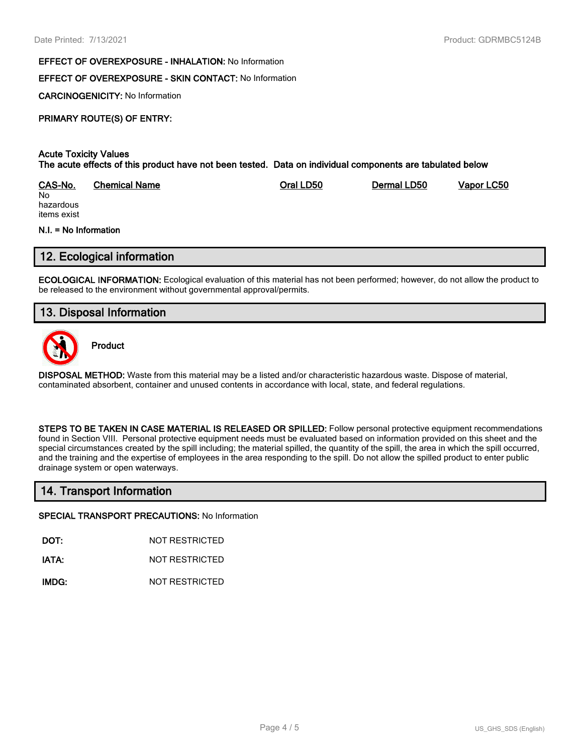**EFFECT OF OVEREXPOSURE - INHALATION:** No Information

**EFFECT OF OVEREXPOSURE - SKIN CONTACT:** No Information

**CARCINOGENICITY:** No Information

**PRIMARY ROUTE(S) OF ENTRY:**

**Acute Toxicity Values**
**The acute effects of this product have not been tested. Data on individual components are tabulated below**

| CAS-No. | Chemical Name | Oral LD50 | Dermal LD50 | Vapor LC50 |
|---|---|---|---|---|
| No hazardous items exist | | | | |

**N.I. = No Information**

## 12. Ecological information

**ECOLOGICAL INFORMATION:** Ecological evaluation of this material has not been performed; however, do not allow the product to be released to the environment without governmental approval/permits.

## 13. Disposal Information

**Product**

**DISPOSAL METHOD:** Waste from this material may be a listed and/or characteristic hazardous waste. Dispose of material, contaminated absorbent, container and unused contents in accordance with local, state, and federal regulations.

**STEPS TO BE TAKEN IN CASE MATERIAL IS RELEASED OR SPILLED:** Follow personal protective equipment recommendations found in Section VIII. Personal protective equipment needs must be evaluated based on information provided on this sheet and the special circumstances created by the spill including; the material spilled, the quantity of the spill, the area in which the spill occurred, and the training and the expertise of employees in the area responding to the spill. Do not allow the spilled product to enter public drainage system or open waterways.

## 14. Transport Information

**SPECIAL TRANSPORT PRECAUTIONS:** No Information

| | |
|---|---|
| **DOT:** | NOT RESTRICTED |
| **IATA:** | NOT RESTRICTED |
| **IMDG:** | NOT RESTRICTED |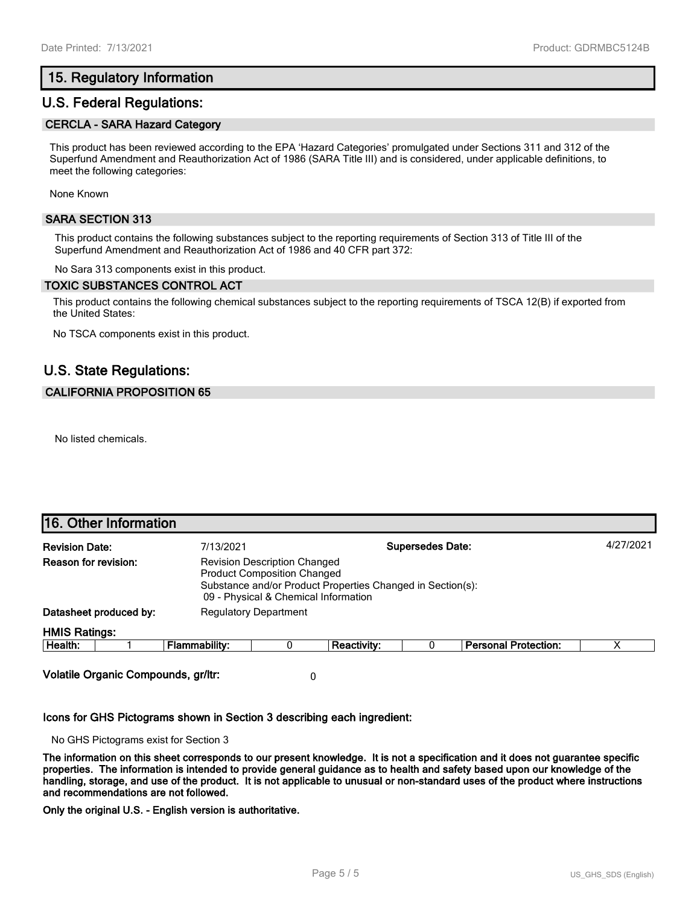## 15. Regulatory Information

## U.S. Federal Regulations:

### CERCLA - SARA Hazard Category

This product has been reviewed according to the EPA 'Hazard Categories' promulgated under Sections 311 and 312 of the Superfund Amendment and Reauthorization Act of 1986 (SARA Title III) and is considered, under applicable definitions, to meet the following categories:

None Known

### SARA SECTION 313

This product contains the following substances subject to the reporting requirements of Section 313 of Title III of the Superfund Amendment and Reauthorization Act of 1986 and 40 CFR part 372:

No Sara 313 components exist in this product.

### TOXIC SUBSTANCES CONTROL ACT

This product contains the following chemical substances subject to the reporting requirements of TSCA 12(B) if exported from the United States:

No TSCA components exist in this product.

## U.S. State Regulations:

### CALIFORNIA PROPOSITION 65

No listed chemicals.

## 16. Other Information

**Revision Date:** 7/13/2021

**Supersedes Date:** 4/27/2021

**Reason for revision:**
Revision Description Changed
Product Composition Changed
Substance and/or Product Properties Changed in Section(s):
09 - Physical & Chemical Information

**Datasheet produced by:** Regulatory Department

**HMIS Ratings:**

| Health: | 1 | Flammability: | 0 | Reactivity: | 0 | Personal Protection: | X |
|---|---|---|---|---|---|---|---|

**Volatile Organic Compounds, gr/ltr:** 0

**Icons for GHS Pictograms shown in Section 3 describing each ingredient:**

No GHS Pictograms exist for Section 3

**The information on this sheet corresponds to our present knowledge. It is not a specification and it does not guarantee specific properties. The information is intended to provide general guidance as to health and safety based upon our knowledge of the handling, storage, and use of the product. It is not applicable to unusual or non-standard uses of the product where instructions and recommendations are not followed.**

**Only the original U.S. - English version is authoritative.**